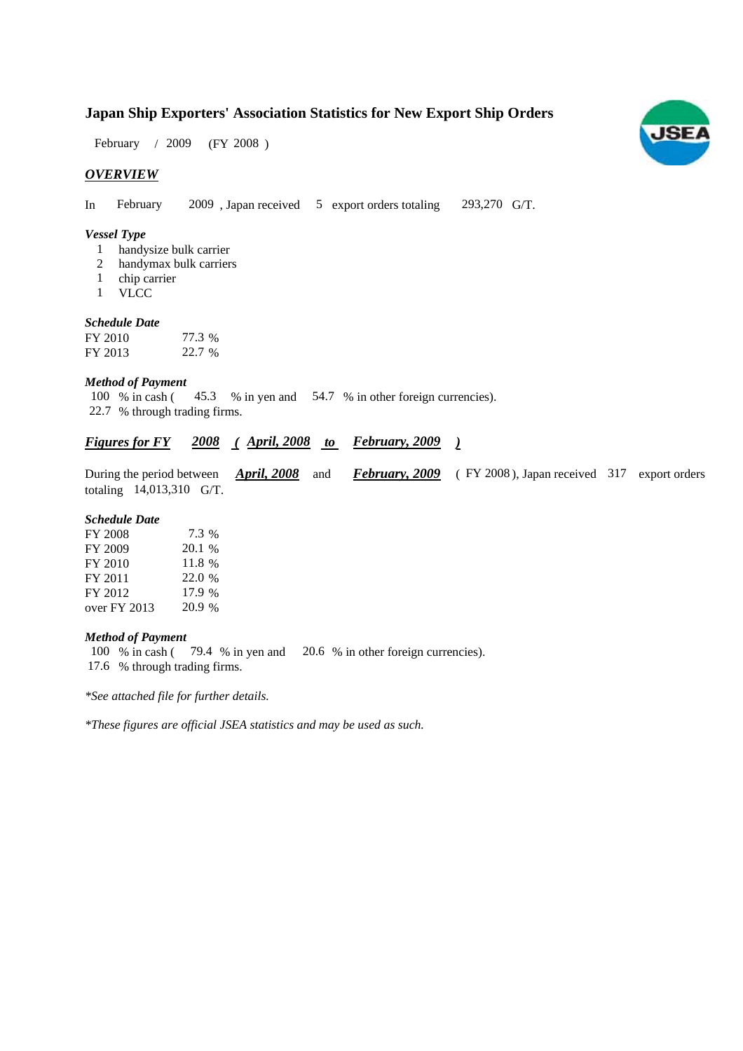# Japan Ship Exporters' Association Statistics for New Export Ship Orders

February / 2009 (FY 2008 )

## *OVERVIEW*

In February 2009 , Japan received 5 export orders totaling 293,270 G/T.

### *Vessel Type*

1 handysize bulk carrier
2 handymax bulk carriers
1 chip carrier
1 VLCC

### *Schedule Date*

| | |
|---|---|
| FY 2010 | 77.3 % |
| FY 2013 | 22.7 % |

### *Method of Payment*

100 % in cash ( 45.3 % in yen and 54.7 % in other foreign currencies).
22.7 % through trading firms.

## ***Figures for FY 2008 ( April, 2008 to February, 2009 )***

During the period between ***April, 2008*** and ***February, 2009*** ( FY 2008 ), Japan received 317 export orders totaling 14,013,310 G/T.

### *Schedule Date*

| | |
|---|---|
| FY 2008 | 7.3 % |
| FY 2009 | 20.1 % |
| FY 2010 | 11.8 % |
| FY 2011 | 22.0 % |
| FY 2012 | 17.9 % |
| over FY 2013 | 20.9 % |

### *Method of Payment*

100 % in cash ( 79.4 % in yen and 20.6 % in other foreign currencies).
17.6 % through trading firms.

*\*See attached file for further details.*

*\*These figures are official JSEA statistics and may be used as such.*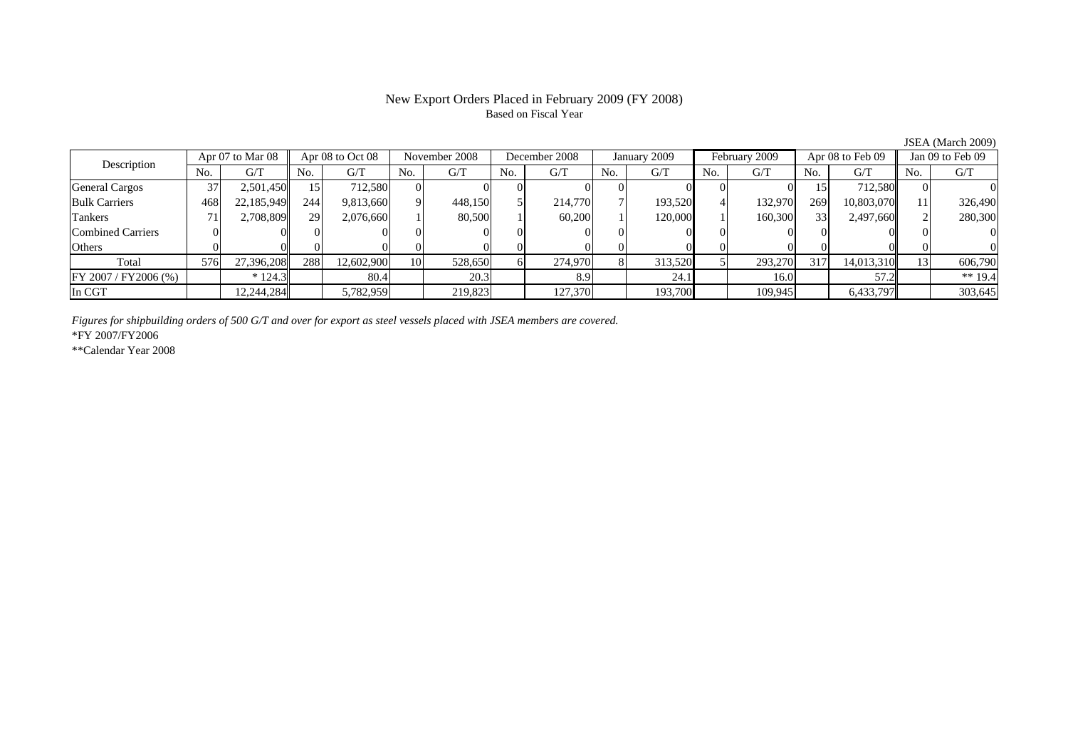# New Export Orders Placed in February 2009 (FY 2008)

Based on Fiscal Year

JSEA (March 2009)

| Description | Apr 07 to Mar 08 | | Apr 08 to Oct 08 | | November 2008 | | December 2008 | | January 2009 | | February 2009 | | Apr 08 to Feb 09 | | Jan 09 to Feb 09 | |
|---|---|---|---|---|---|---|---|---|---|---|---|---|---|---|---|---|
| | No. | G/T | No. | G/T | No. | G/T | No. | G/T | No. | G/T | No. | G/T | No. | G/T | No. | G/T |
| General Cargos | 37 | 2,501,450 | 15 | 712,580 | 0 | 0 | 0 | 0 | 0 | 0 | 0 | 0 | 15 | 712,580 | 0 | 0 |
| Bulk Carriers | 468 | 22,185,949 | 244 | 9,813,660 | 9 | 448,150 | 5 | 214,770 | 7 | 193,520 | 4 | 132,970 | 269 | 10,803,070 | 11 | 326,490 |
| Tankers | 71 | 2,708,809 | 29 | 2,076,660 | 1 | 80,500 | 1 | 60,200 | 1 | 120,000 | 1 | 160,300 | 33 | 2,497,660 | 2 | 280,300 |
| Combined Carriers | 0 | 0 | 0 | 0 | 0 | 0 | 0 | 0 | 0 | 0 | 0 | 0 | 0 | 0 | 0 | 0 |
| Others | 0 | 0 | 0 | 0 | 0 | 0 | 0 | 0 | 0 | 0 | 0 | 0 | 0 | 0 | 0 | 0 |
| Total | 576 | 27,396,208 | 288 | 12,602,900 | 10 | 528,650 | 6 | 274,970 | 8 | 313,520 | 5 | 293,270 | 317 | 14,013,310 | 13 | 606,790 |
| FY 2007 / FY2006 (%) | | * 124.3 | | 80.4 | | 20.3 | | 8.9 | | 24.1 | | 16.0 | | 57.2 | | ** 19.4 |
| In CGT | | 12,244,284 | | 5,782,959 | | 219,823 | | 127,370 | | 193,700 | | 109,945 | | 6,433,797 | | 303,645 |

*Figures for shipbuilding orders of 500 G/T and over for export as steel vessels placed with JSEA members are covered.*

*FY 2007/FY2006

**Calendar Year 2008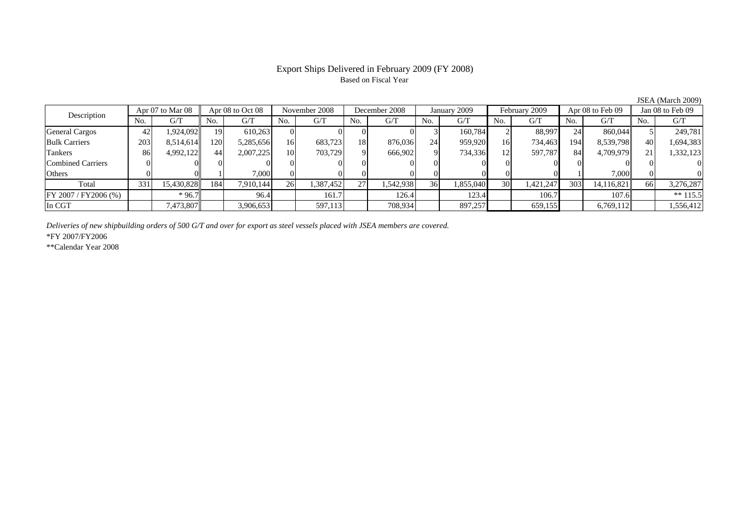# Export Ships Delivered in February 2009 (FY 2008)

Based on Fiscal Year

JSEA (March 2009)

| Description | Apr 07 to Mar 08 | | Apr 08 to Oct 08 | | November 2008 | | December 2008 | | January 2009 | | February 2009 | | Apr 08 to Feb 09 | | Jan 08 to Feb 09 | |
|---|---|---|---|---|---|---|---|---|---|---|---|---|---|---|---|---|
| | No. | G/T | No. | G/T | No. | G/T | No. | G/T | No. | G/T | No. | G/T | No. | G/T | No. | G/T |
| General Cargos | 42 | 1,924,092 | 19 | 610,263 | 0 | 0 | 0 | 0 | 3 | 160,784 | 2 | 88,997 | 24 | 860,044 | 5 | 249,781 |
| Bulk Carriers | 203 | 8,514,614 | 120 | 5,285,656 | 16 | 683,723 | 18 | 876,036 | 24 | 959,920 | 16 | 734,463 | 194 | 8,539,798 | 40 | 1,694,383 |
| Tankers | 86 | 4,992,122 | 44 | 2,007,225 | 10 | 703,729 | 9 | 666,902 | 9 | 734,336 | 12 | 597,787 | 84 | 4,709,979 | 21 | 1,332,123 |
| Combined Carriers | 0 | 0 | 0 | 0 | 0 | 0 | 0 | 0 | 0 | 0 | 0 | 0 | 0 | 0 | 0 | 0 |
| Others | 0 | 0 | 1 | 7,000 | 0 | 0 | 0 | 0 | 0 | 0 | 0 | 0 | 1 | 7,000 | 0 | 0 |
| Total | 331 | 15,430,828 | 184 | 7,910,144 | 26 | 1,387,452 | 27 | 1,542,938 | 36 | 1,855,040 | 30 | 1,421,247 | 303 | 14,116,821 | 66 | 3,276,287 |
| FY 2007 / FY2006 (%) | | * 96.7 | | 96.4 | | 161.7 | | 126.4 | | 123.4 | | 106.7 | | 107.6 | | ** 115.5 |
| In CGT | | 7,473,807 | | 3,906,653 | | 597,113 | | 708,934 | | 897,257 | | 659,155 | | 6,769,112 | | 1,556,412 |

*Deliveries of new shipbuilding orders of 500 G/T and over for export as steel vessels placed with JSEA members are covered.*

*FY 2007/FY2006

**Calendar Year 2008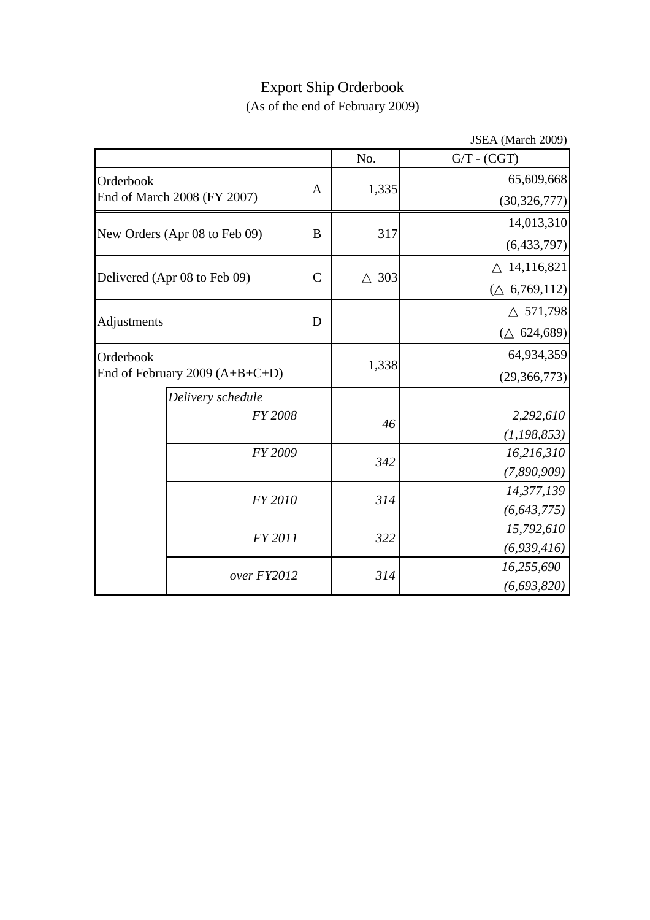# Export Ship Orderbook

(As of the end of February 2009)

JSEA (March 2009)

| | | | No. | G/T - (CGT) |
|---|---|---|---|---|
| Orderbook<br>End of March 2008 (FY 2007) | | A | 1,335 | 65,609,668<br>(30,326,777) |
| New Orders (Apr 08 to Feb 09) | | B | 317 | 14,013,310<br>(6,433,797) |
| Delivered (Apr 08 to Feb 09) | | C | △ 303 | △ 14,116,821<br>(△ 6,769,112) |
| Adjustments | | D | | △ 571,798<br>(△ 624,689) |
| Orderbook<br>End of February 2009 (A+B+C+D) | | | 1,338 | 64,934,359<br>(29,366,773) |
| | *Delivery schedule*<br>*FY 2008* | | *46* | *2,292,610*<br>*(1,198,853)* |
| | *FY 2009* | | *342* | *16,216,310*<br>*(7,890,909)* |
| | *FY 2010* | | *314* | *14,377,139*<br>*(6,643,775)* |
| | *FY 2011* | | *322* | *15,792,610*<br>*(6,939,416)* |
| | *over FY2012* | | *314* | *16,255,690*<br>*(6,693,820)* |